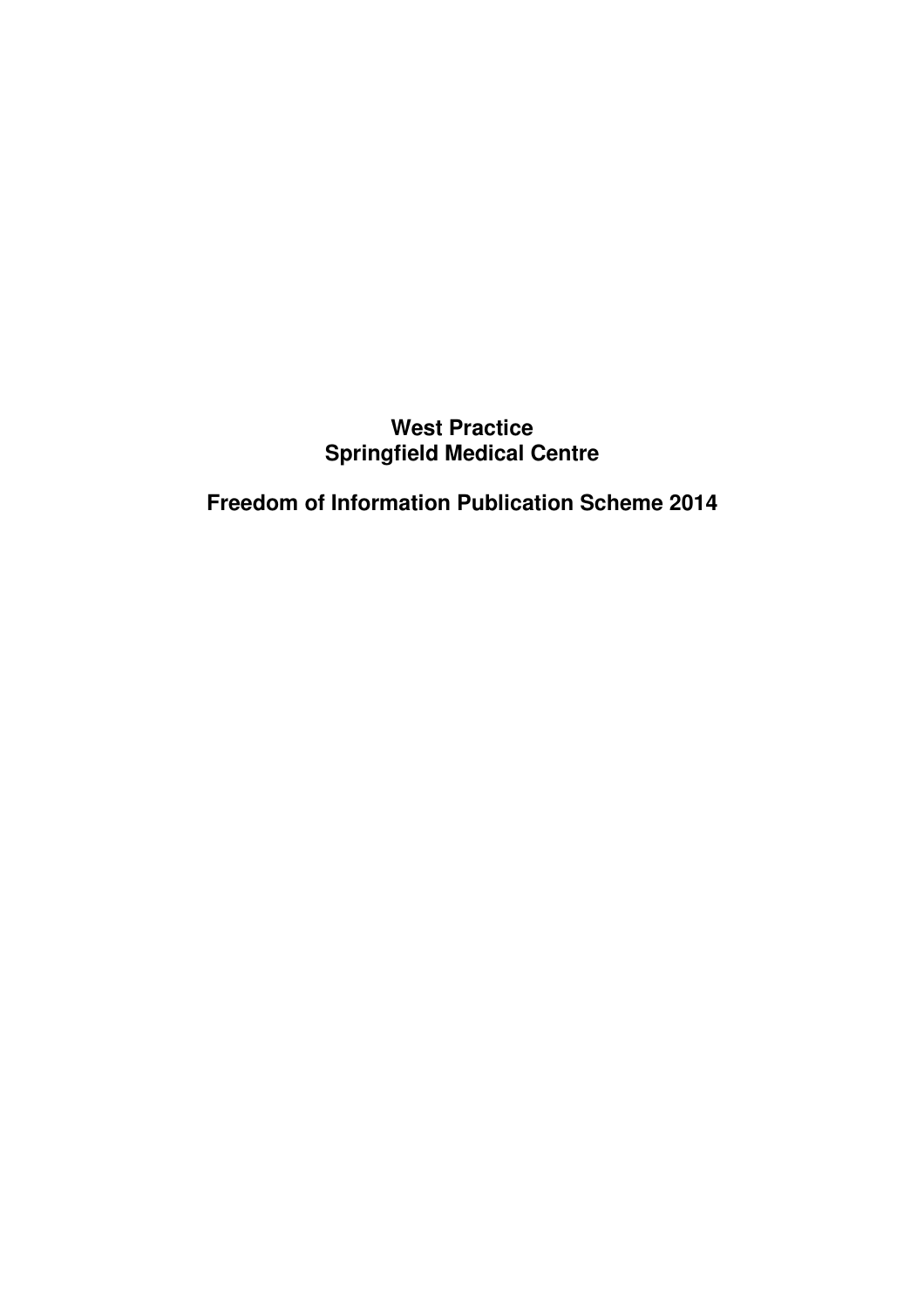# West Practice
# Springfield Medical Centre

# Freedom of Information Publication Scheme 2014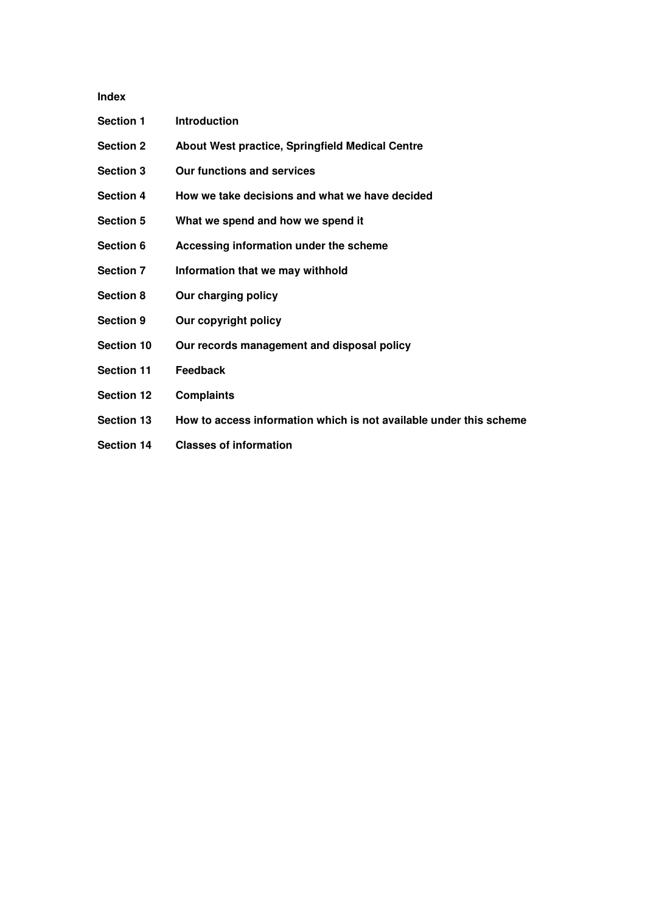**Index**

| | |
|---|---|
| **Section 1** | **Introduction** |
| **Section 2** | **About West practice, Springfield Medical Centre** |
| **Section 3** | **Our functions and services** |
| **Section 4** | **How we take decisions and what we have decided** |
| **Section 5** | **What we spend and how we spend it** |
| **Section 6** | **Accessing information under the scheme** |
| **Section 7** | **Information that we may withhold** |
| **Section 8** | **Our charging policy** |
| **Section 9** | **Our copyright policy** |
| **Section 10** | **Our records management and disposal policy** |
| **Section 11** | **Feedback** |
| **Section 12** | **Complaints** |
| **Section 13** | **How to access information which is not available under this scheme** |
| **Section 14** | **Classes of information** |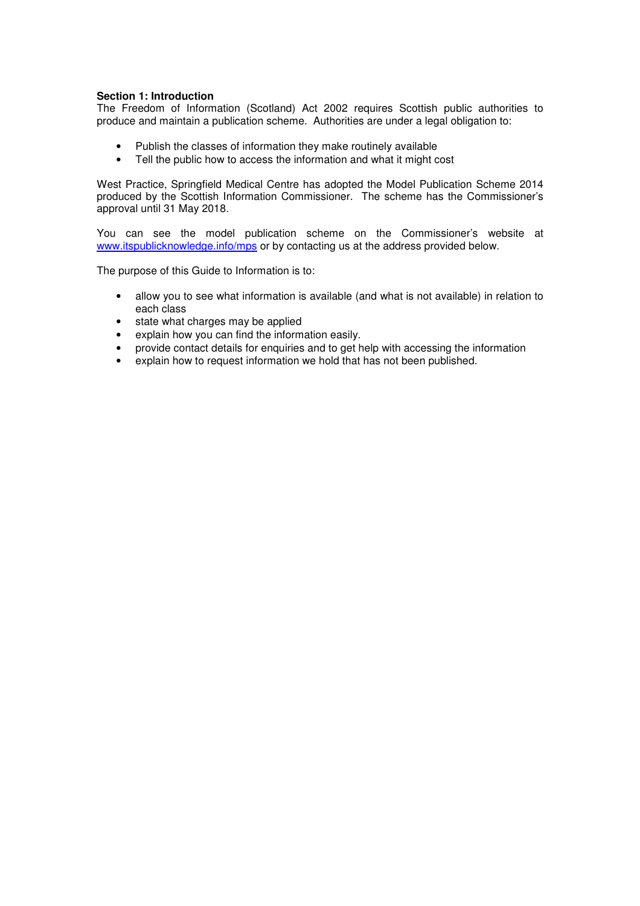**Section 1: Introduction**

The Freedom of Information (Scotland) Act 2002 requires Scottish public authorities to produce and maintain a publication scheme. Authorities are under a legal obligation to:

- Publish the classes of information they make routinely available
- Tell the public how to access the information and what it might cost

West Practice, Springfield Medical Centre has adopted the Model Publication Scheme 2014 produced by the Scottish Information Commissioner. The scheme has the Commissioner's approval until 31 May 2018.

You can see the model publication scheme on the Commissioner's website at www.itspublicknowledge.info/mps or by contacting us at the address provided below.

The purpose of this Guide to Information is to:

- allow you to see what information is available (and what is not available) in relation to each class
- state what charges may be applied
- explain how you can find the information easily.
- provide contact details for enquiries and to get help with accessing the information
- explain how to request information we hold that has not been published.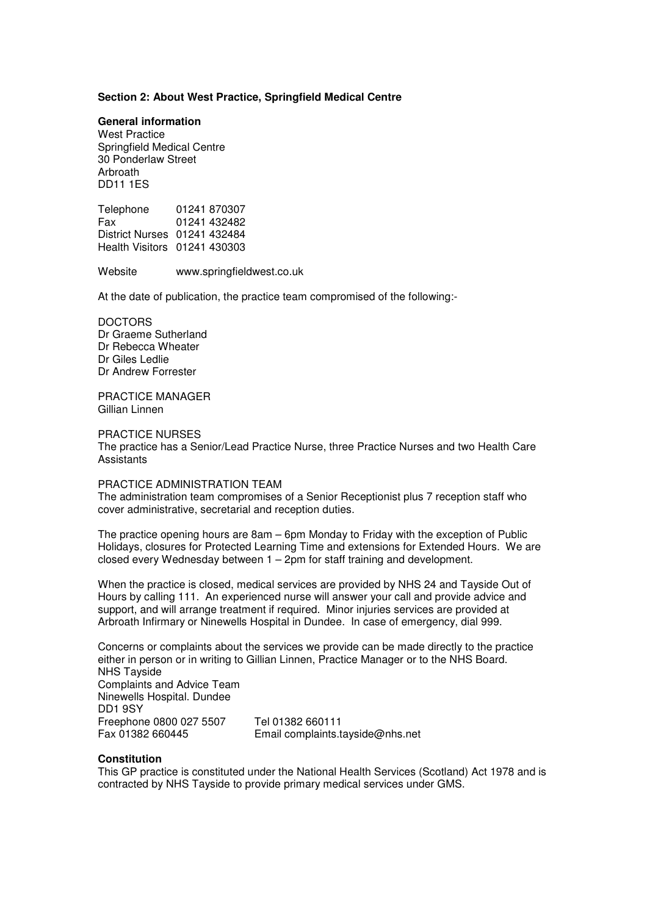**Section 2: About West Practice, Springfield Medical Centre**

**General information**

West Practice
Springfield Medical Centre
30 Ponderlaw Street
Arbroath
DD11 1ES

Telephone 01241 870307
Fax 01241 432482
District Nurses 01241 432484
Health Visitors 01241 430303

Website www.springfieldwest.co.uk

At the date of publication, the practice team compromised of the following:-

DOCTORS
Dr Graeme Sutherland
Dr Rebecca Wheater
Dr Giles Ledlie
Dr Andrew Forrester

PRACTICE MANAGER
Gillian Linnen

PRACTICE NURSES
The practice has a Senior/Lead Practice Nurse, three Practice Nurses and two Health Care Assistants

PRACTICE ADMINISTRATION TEAM
The administration team compromises of a Senior Receptionist plus 7 reception staff who cover administrative, secretarial and reception duties.

The practice opening hours are 8am – 6pm Monday to Friday with the exception of Public Holidays, closures for Protected Learning Time and extensions for Extended Hours. We are closed every Wednesday between 1 – 2pm for staff training and development.

When the practice is closed, medical services are provided by NHS 24 and Tayside Out of Hours by calling 111. An experienced nurse will answer your call and provide advice and support, and will arrange treatment if required. Minor injuries services are provided at Arbroath Infirmary or Ninewells Hospital in Dundee. In case of emergency, dial 999.

Concerns or complaints about the services we provide can be made directly to the practice either in person or in writing to Gillian Linnen, Practice Manager or to the NHS Board.
NHS Tayside
Complaints and Advice Team
Ninewells Hospital. Dundee
DD1 9SY
Freephone 0800 027 5507 Tel 01382 660111
Fax 01382 660445 Email complaints.tayside@nhs.net

**Constitution**

This GP practice is constituted under the National Health Services (Scotland) Act 1978 and is contracted by NHS Tayside to provide primary medical services under GMS.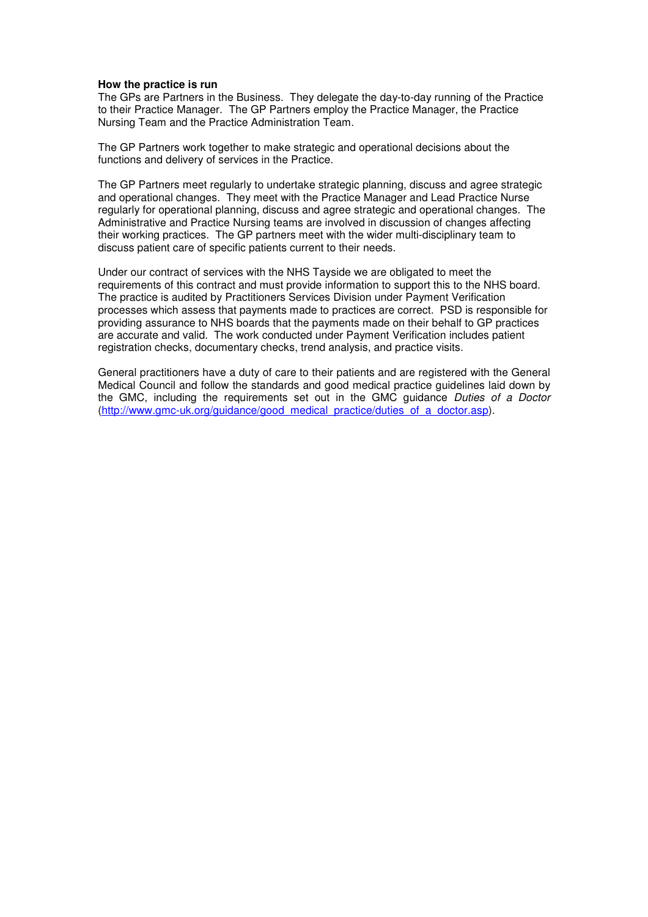**How the practice is run**

The GPs are Partners in the Business. They delegate the day-to-day running of the Practice to their Practice Manager. The GP Partners employ the Practice Manager, the Practice Nursing Team and the Practice Administration Team.

The GP Partners work together to make strategic and operational decisions about the functions and delivery of services in the Practice.

The GP Partners meet regularly to undertake strategic planning, discuss and agree strategic and operational changes. They meet with the Practice Manager and Lead Practice Nurse regularly for operational planning, discuss and agree strategic and operational changes. The Administrative and Practice Nursing teams are involved in discussion of changes affecting their working practices. The GP partners meet with the wider multi-disciplinary team to discuss patient care of specific patients current to their needs.

Under our contract of services with the NHS Tayside we are obligated to meet the requirements of this contract and must provide information to support this to the NHS board. The practice is audited by Practitioners Services Division under Payment Verification processes which assess that payments made to practices are correct. PSD is responsible for providing assurance to NHS boards that the payments made on their behalf to GP practices are accurate and valid. The work conducted under Payment Verification includes patient registration checks, documentary checks, trend analysis, and practice visits.

General practitioners have a duty of care to their patients and are registered with the General Medical Council and follow the standards and good medical practice guidelines laid down by the GMC, including the requirements set out in the GMC guidance *Duties of a Doctor* (http://www.gmc-uk.org/guidance/good_medical_practice/duties_of_a_doctor.asp).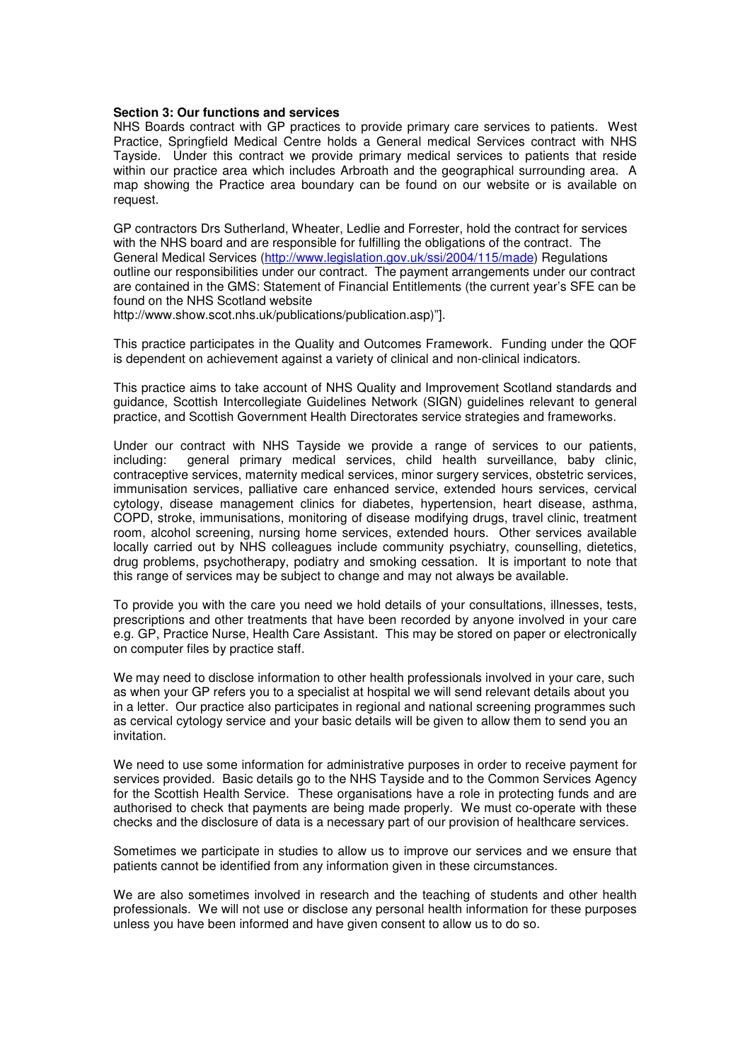**Section 3: Our functions and services**

NHS Boards contract with GP practices to provide primary care services to patients. West Practice, Springfield Medical Centre holds a General medical Services contract with NHS Tayside. Under this contract we provide primary medical services to patients that reside within our practice area which includes Arbroath and the geographical surrounding area. A map showing the Practice area boundary can be found on our website or is available on request.

GP contractors Drs Sutherland, Wheater, Ledlie and Forrester, hold the contract for services with the NHS board and are responsible for fulfilling the obligations of the contract. The General Medical Services (http://www.legislation.gov.uk/ssi/2004/115/made) Regulations outline our responsibilities under our contract. The payment arrangements under our contract are contained in the GMS: Statement of Financial Entitlements (the current year's SFE can be found on the NHS Scotland website http://www.show.scot.nhs.uk/publications/publication.asp)"].

This practice participates in the Quality and Outcomes Framework. Funding under the QOF is dependent on achievement against a variety of clinical and non-clinical indicators.

This practice aims to take account of NHS Quality and Improvement Scotland standards and guidance, Scottish Intercollegiate Guidelines Network (SIGN) guidelines relevant to general practice, and Scottish Government Health Directorates service strategies and frameworks.

Under our contract with NHS Tayside we provide a range of services to our patients, including: general primary medical services, child health surveillance, baby clinic, contraceptive services, maternity medical services, minor surgery services, obstetric services, immunisation services, palliative care enhanced service, extended hours services, cervical cytology, disease management clinics for diabetes, hypertension, heart disease, asthma, COPD, stroke, immunisations, monitoring of disease modifying drugs, travel clinic, treatment room, alcohol screening, nursing home services, extended hours. Other services available locally carried out by NHS colleagues include community psychiatry, counselling, dietetics, drug problems, psychotherapy, podiatry and smoking cessation. It is important to note that this range of services may be subject to change and may not always be available.

To provide you with the care you need we hold details of your consultations, illnesses, tests, prescriptions and other treatments that have been recorded by anyone involved in your care e.g. GP, Practice Nurse, Health Care Assistant. This may be stored on paper or electronically on computer files by practice staff.

We may need to disclose information to other health professionals involved in your care, such as when your GP refers you to a specialist at hospital we will send relevant details about you in a letter. Our practice also participates in regional and national screening programmes such as cervical cytology service and your basic details will be given to allow them to send you an invitation.

We need to use some information for administrative purposes in order to receive payment for services provided. Basic details go to the NHS Tayside and to the Common Services Agency for the Scottish Health Service. These organisations have a role in protecting funds and are authorised to check that payments are being made properly. We must co-operate with these checks and the disclosure of data is a necessary part of our provision of healthcare services.

Sometimes we participate in studies to allow us to improve our services and we ensure that patients cannot be identified from any information given in these circumstances.

We are also sometimes involved in research and the teaching of students and other health professionals. We will not use or disclose any personal health information for these purposes unless you have been informed and have given consent to allow us to do so.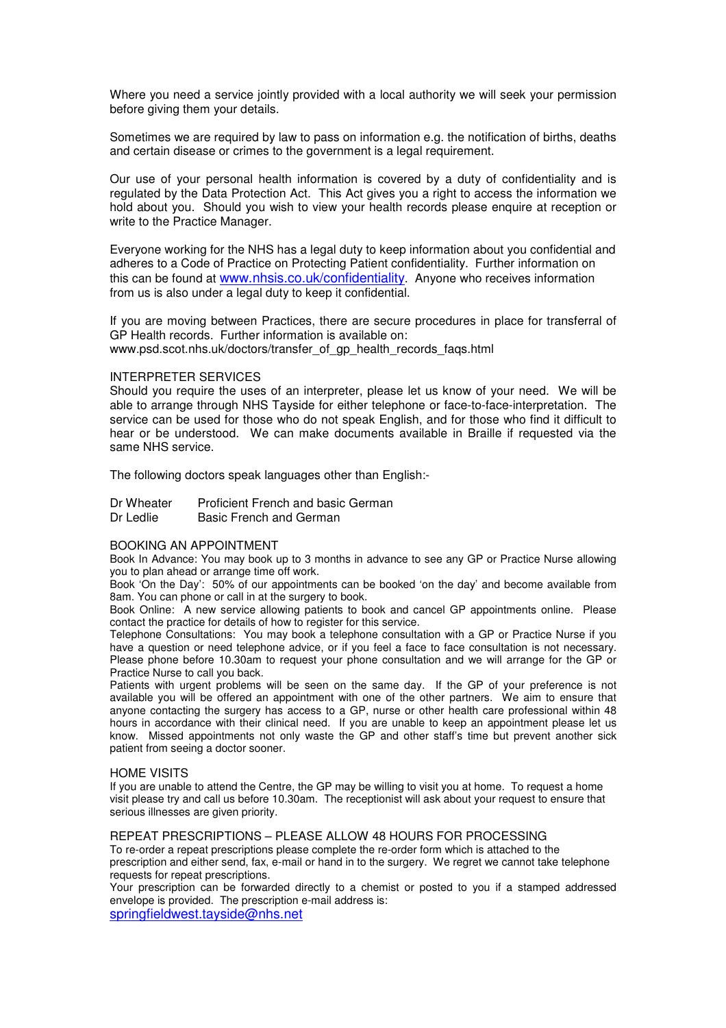Where you need a service jointly provided with a local authority we will seek your permission before giving them your details.

Sometimes we are required by law to pass on information e.g. the notification of births, deaths and certain disease or crimes to the government is a legal requirement.

Our use of your personal health information is covered by a duty of confidentiality and is regulated by the Data Protection Act. This Act gives you a right to access the information we hold about you. Should you wish to view your health records please enquire at reception or write to the Practice Manager.

Everyone working for the NHS has a legal duty to keep information about you confidential and adheres to a Code of Practice on Protecting Patient confidentiality. Further information on this can be found at www.nhsis.co.uk/confidentiality. Anyone who receives information from us is also under a legal duty to keep it confidential.

If you are moving between Practices, there are secure procedures in place for transferral of GP Health records. Further information is available on:
www.psd.scot.nhs.uk/doctors/transfer_of_gp_health_records_faqs.html

## INTERPRETER SERVICES

Should you require the uses of an interpreter, please let us know of your need. We will be able to arrange through NHS Tayside for either telephone or face-to-face-interpretation. The service can be used for those who do not speak English, and for those who find it difficult to hear or be understood. We can make documents available in Braille if requested via the same NHS service.

The following doctors speak languages other than English:-

| | |
|---|---|
| Dr Wheater | Proficient French and basic German |
| Dr Ledlie | Basic French and German |

## BOOKING AN APPOINTMENT

Book In Advance: You may book up to 3 months in advance to see any GP or Practice Nurse allowing you to plan ahead or arrange time off work.

Book 'On the Day': 50% of our appointments can be booked 'on the day' and become available from 8am. You can phone or call in at the surgery to book.

Book Online: A new service allowing patients to book and cancel GP appointments online. Please contact the practice for details of how to register for this service.

Telephone Consultations: You may book a telephone consultation with a GP or Practice Nurse if you have a question or need telephone advice, or if you feel a face to face consultation is not necessary. Please phone before 10.30am to request your phone consultation and we will arrange for the GP or Practice Nurse to call you back.

Patients with urgent problems will be seen on the same day. If the GP of your preference is not available you will be offered an appointment with one of the other partners. We aim to ensure that anyone contacting the surgery has access to a GP, nurse or other health care professional within 48 hours in accordance with their clinical need. If you are unable to keep an appointment please let us know. Missed appointments not only waste the GP and other staff's time but prevent another sick patient from seeing a doctor sooner.

## HOME VISITS

If you are unable to attend the Centre, the GP may be willing to visit you at home. To request a home visit please try and call us before 10.30am. The receptionist will ask about your request to ensure that serious illnesses are given priority.

## REPEAT PRESCRIPTIONS – PLEASE ALLOW 48 HOURS FOR PROCESSING

To re-order a repeat prescriptions please complete the re-order form which is attached to the prescription and either send, fax, e-mail or hand in to the surgery. We regret we cannot take telephone requests for repeat prescriptions.

Your prescription can be forwarded directly to a chemist or posted to you if a stamped addressed envelope is provided. The prescription e-mail address is:
springfieldwest.tayside@nhs.net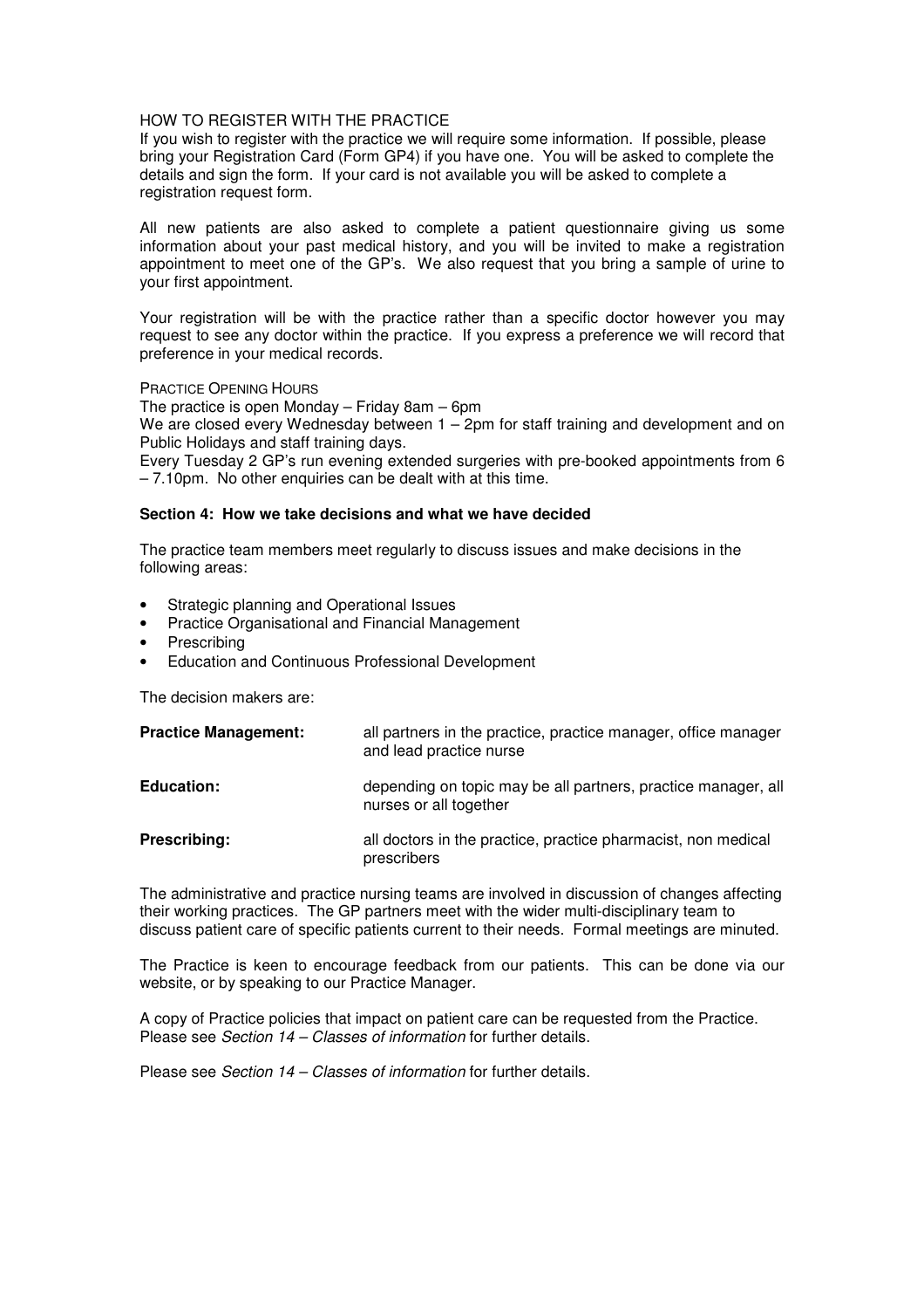HOW TO REGISTER WITH THE PRACTICE

If you wish to register with the practice we will require some information. If possible, please bring your Registration Card (Form GP4) if you have one. You will be asked to complete the details and sign the form. If your card is not available you will be asked to complete a registration request form.

All new patients are also asked to complete a patient questionnaire giving us some information about your past medical history, and you will be invited to make a registration appointment to meet one of the GP's. We also request that you bring a sample of urine to your first appointment.

Your registration will be with the practice rather than a specific doctor however you may request to see any doctor within the practice. If you express a preference we will record that preference in your medical records.

PRACTICE OPENING HOURS

The practice is open Monday – Friday 8am – 6pm

We are closed every Wednesday between 1 – 2pm for staff training and development and on Public Holidays and staff training days.

Every Tuesday 2 GP's run evening extended surgeries with pre-booked appointments from 6 – 7.10pm. No other enquiries can be dealt with at this time.

**Section 4: How we take decisions and what we have decided**

The practice team members meet regularly to discuss issues and make decisions in the following areas:

- Strategic planning and Operational Issues
- Practice Organisational and Financial Management
- Prescribing
- Education and Continuous Professional Development

The decision makers are:

| | |
|---|---|
| **Practice Management:** | all partners in the practice, practice manager, office manager and lead practice nurse |
| **Education:** | depending on topic may be all partners, practice manager, all nurses or all together |
| **Prescribing:** | all doctors in the practice, practice pharmacist, non medical prescribers |

The administrative and practice nursing teams are involved in discussion of changes affecting their working practices. The GP partners meet with the wider multi-disciplinary team to discuss patient care of specific patients current to their needs. Formal meetings are minuted.

The Practice is keen to encourage feedback from our patients. This can be done via our website, or by speaking to our Practice Manager.

A copy of Practice policies that impact on patient care can be requested from the Practice. Please see *Section 14 – Classes of information* for further details.

Please see *Section 14 – Classes of information* for further details.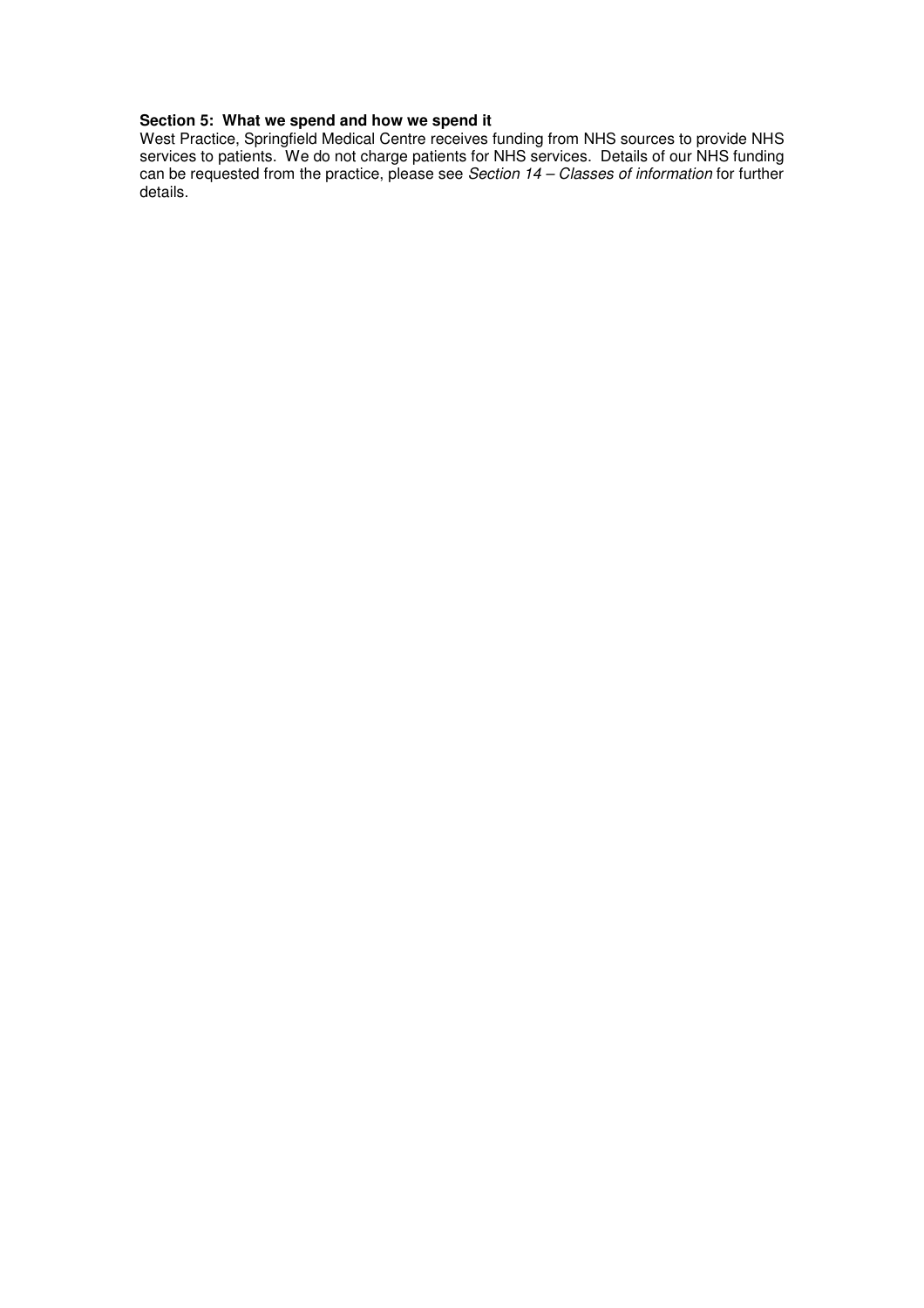**Section 5: What we spend and how we spend it**

West Practice, Springfield Medical Centre receives funding from NHS sources to provide NHS services to patients. We do not charge patients for NHS services. Details of our NHS funding can be requested from the practice, please see *Section 14 – Classes of information* for further details.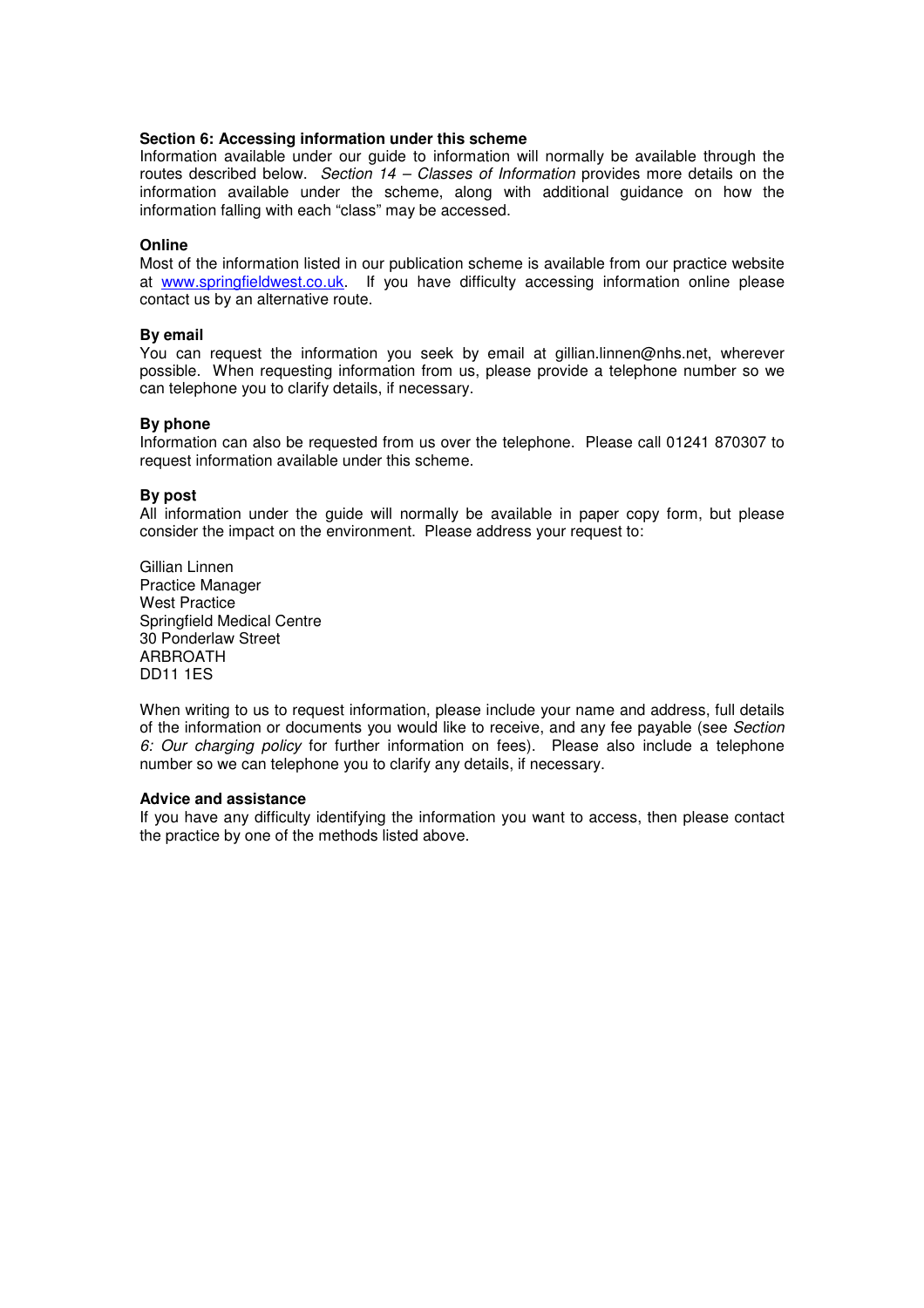## Section 6: Accessing information under this scheme

Information available under our guide to information will normally be available through the routes described below. *Section 14 – Classes of Information* provides more details on the information available under the scheme, along with additional guidance on how the information falling with each "class" may be accessed.

### Online

Most of the information listed in our publication scheme is available from our practice website at [www.springfieldwest.co.uk](http://www.springfieldwest.co.uk). If you have difficulty accessing information online please contact us by an alternative route.

### By email

You can request the information you seek by email at gillian.linnen@nhs.net, wherever possible. When requesting information from us, please provide a telephone number so we can telephone you to clarify details, if necessary.

### By phone

Information can also be requested from us over the telephone. Please call 01241 870307 to request information available under this scheme.

### By post

All information under the guide will normally be available in paper copy form, but please consider the impact on the environment. Please address your request to:

Gillian Linnen  
Practice Manager  
West Practice  
Springfield Medical Centre  
30 Ponderlaw Street  
ARBROATH  
DD11 1ES

When writing to us to request information, please include your name and address, full details of the information or documents you would like to receive, and any fee payable (see *Section 6: Our charging policy* for further information on fees). Please also include a telephone number so we can telephone you to clarify any details, if necessary.

### Advice and assistance

If you have any difficulty identifying the information you want to access, then please contact the practice by one of the methods listed above.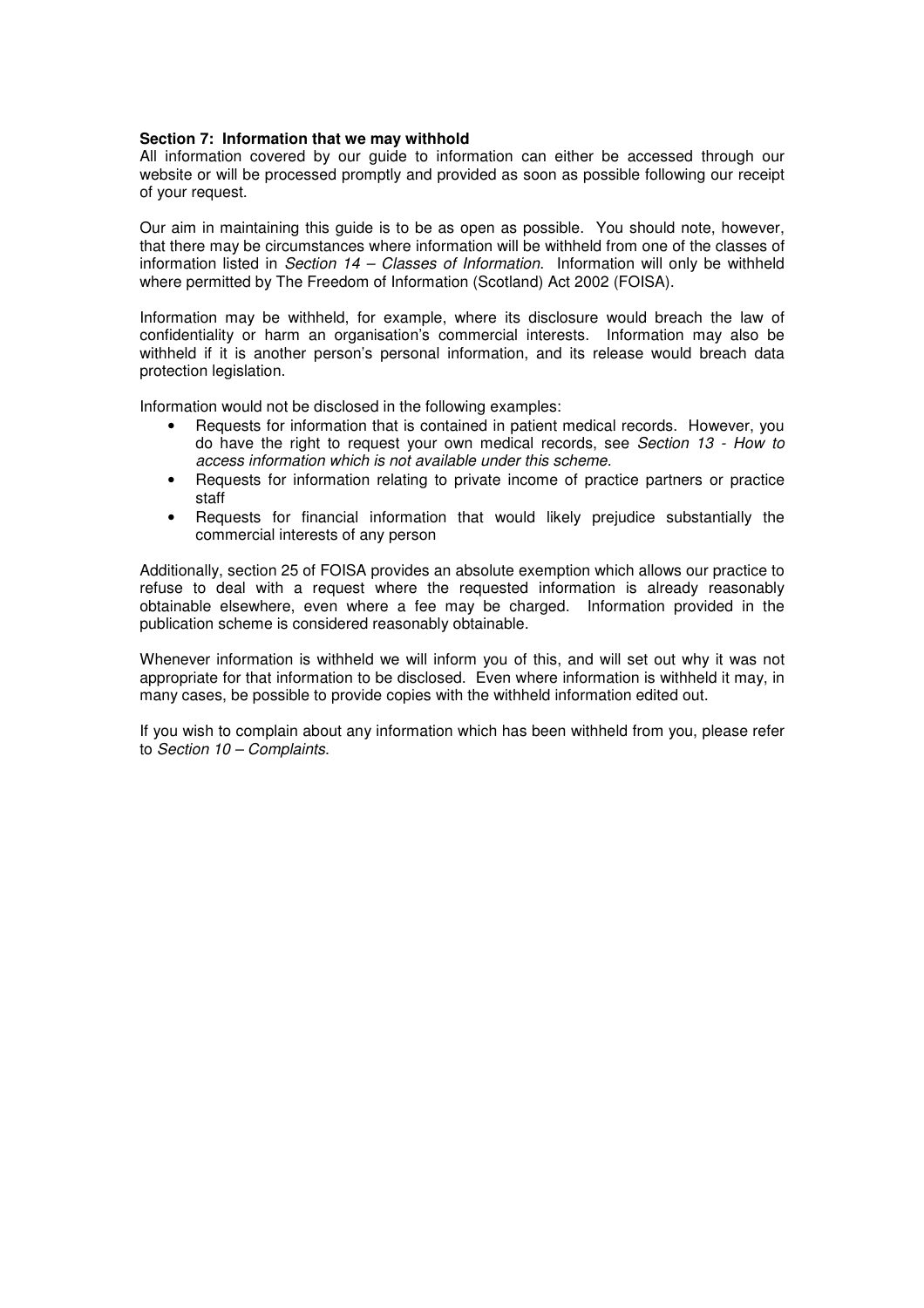**Section 7: Information that we may withhold**

All information covered by our guide to information can either be accessed through our website or will be processed promptly and provided as soon as possible following our receipt of your request.

Our aim in maintaining this guide is to be as open as possible. You should note, however, that there may be circumstances where information will be withheld from one of the classes of information listed in *Section 14 – Classes of Information*. Information will only be withheld where permitted by The Freedom of Information (Scotland) Act 2002 (FOISA).

Information may be withheld, for example, where its disclosure would breach the law of confidentiality or harm an organisation's commercial interests. Information may also be withheld if it is another person's personal information, and its release would breach data protection legislation.

Information would not be disclosed in the following examples:

- Requests for information that is contained in patient medical records. However, you do have the right to request your own medical records, see *Section 13 - How to access information which is not available under this scheme.*
- Requests for information relating to private income of practice partners or practice staff
- Requests for financial information that would likely prejudice substantially the commercial interests of any person

Additionally, section 25 of FOISA provides an absolute exemption which allows our practice to refuse to deal with a request where the requested information is already reasonably obtainable elsewhere, even where a fee may be charged. Information provided in the publication scheme is considered reasonably obtainable.

Whenever information is withheld we will inform you of this, and will set out why it was not appropriate for that information to be disclosed. Even where information is withheld it may, in many cases, be possible to provide copies with the withheld information edited out.

If you wish to complain about any information which has been withheld from you, please refer to *Section 10 – Complaints*.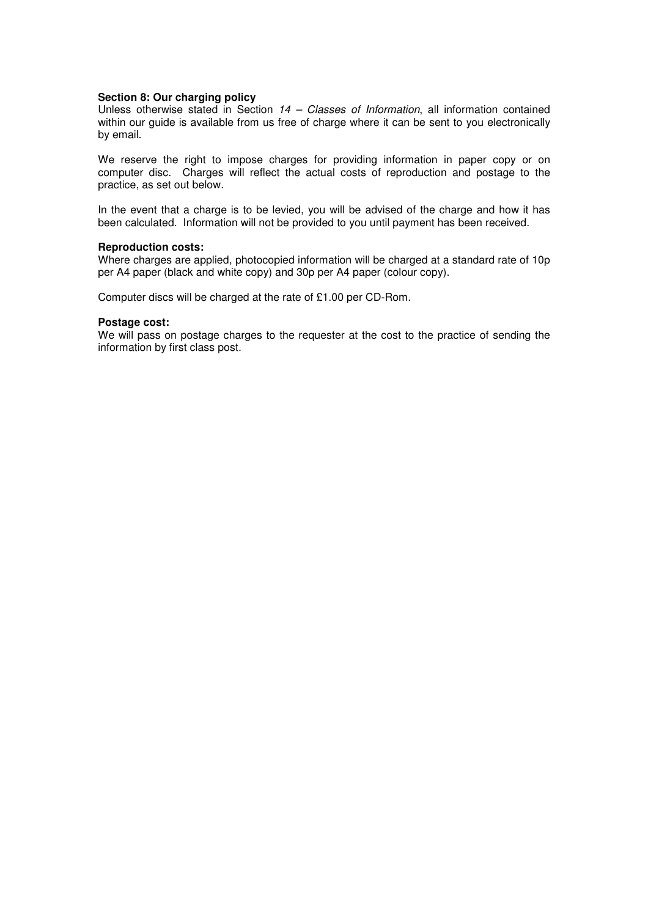**Section 8: Our charging policy**

Unless otherwise stated in Section *14 – Classes of Information*, all information contained within our guide is available from us free of charge where it can be sent to you electronically by email.

We reserve the right to impose charges for providing information in paper copy or on computer disc. Charges will reflect the actual costs of reproduction and postage to the practice, as set out below.

In the event that a charge is to be levied, you will be advised of the charge and how it has been calculated. Information will not be provided to you until payment has been received.

**Reproduction costs:**

Where charges are applied, photocopied information will be charged at a standard rate of 10p per A4 paper (black and white copy) and 30p per A4 paper (colour copy).

Computer discs will be charged at the rate of £1.00 per CD-Rom.

**Postage cost:**

We will pass on postage charges to the requester at the cost to the practice of sending the information by first class post.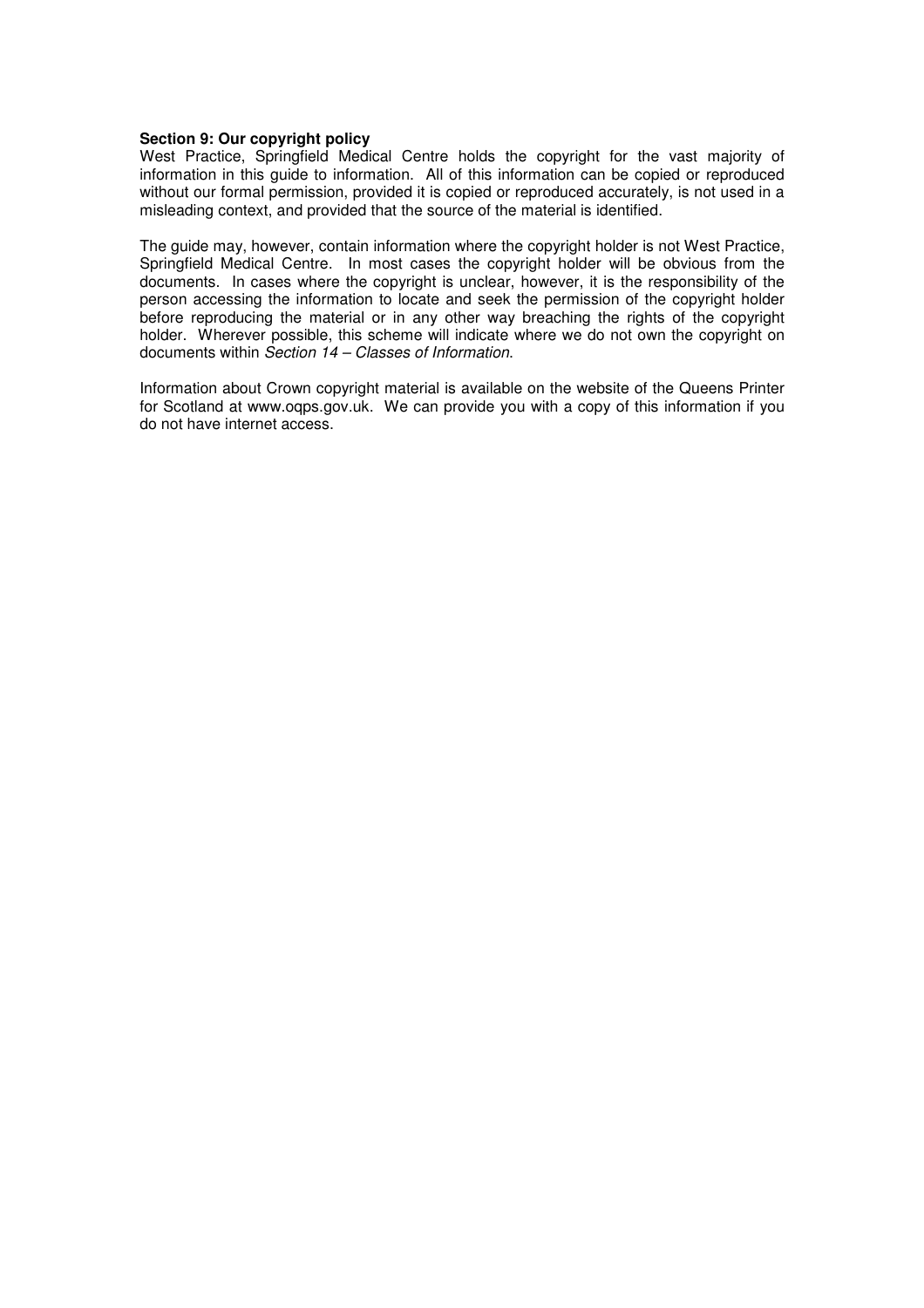**Section 9: Our copyright policy**

West Practice, Springfield Medical Centre holds the copyright for the vast majority of information in this guide to information. All of this information can be copied or reproduced without our formal permission, provided it is copied or reproduced accurately, is not used in a misleading context, and provided that the source of the material is identified.

The guide may, however, contain information where the copyright holder is not West Practice, Springfield Medical Centre. In most cases the copyright holder will be obvious from the documents. In cases where the copyright is unclear, however, it is the responsibility of the person accessing the information to locate and seek the permission of the copyright holder before reproducing the material or in any other way breaching the rights of the copyright holder. Wherever possible, this scheme will indicate where we do not own the copyright on documents within *Section 14 – Classes of Information*.

Information about Crown copyright material is available on the website of the Queens Printer for Scotland at www.oqps.gov.uk. We can provide you with a copy of this information if you do not have internet access.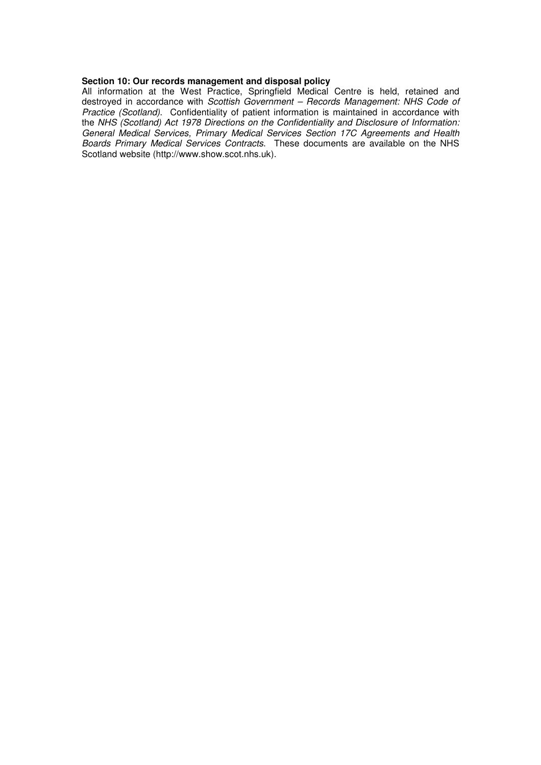## Section 10: Our records management and disposal policy

All information at the West Practice, Springfield Medical Centre is held, retained and destroyed in accordance with *Scottish Government – Records Management: NHS Code of Practice (Scotland)*. Confidentiality of patient information is maintained in accordance with the *NHS (Scotland) Act 1978 Directions on the Confidentiality and Disclosure of Information: General Medical Services, Primary Medical Services Section 17C Agreements and Health Boards Primary Medical Services Contracts*. These documents are available on the NHS Scotland website (http://www.show.scot.nhs.uk).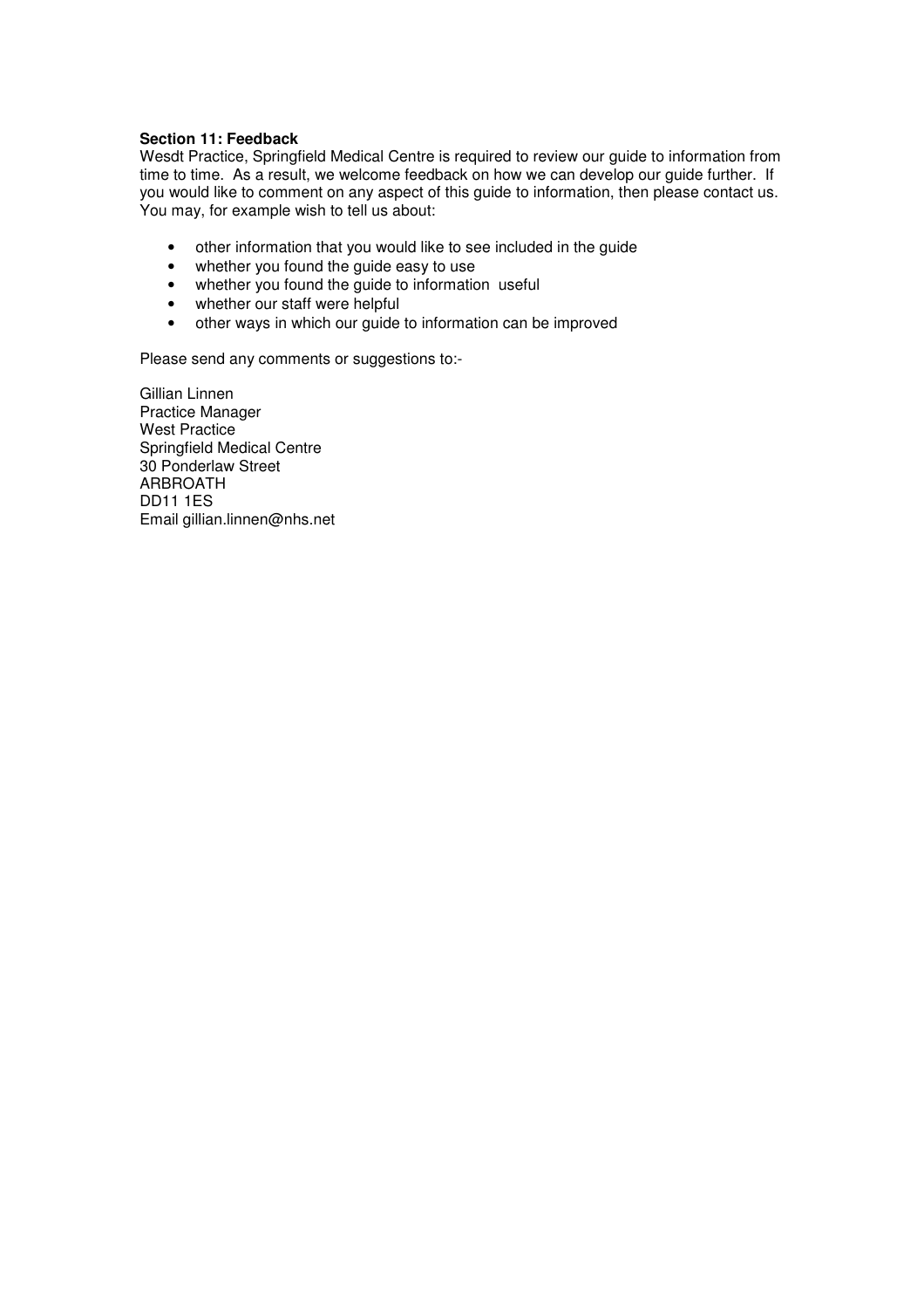**Section 11: Feedback**

Wesdt Practice, Springfield Medical Centre is required to review our guide to information from time to time. As a result, we welcome feedback on how we can develop our guide further. If you would like to comment on any aspect of this guide to information, then please contact us. You may, for example wish to tell us about:

- other information that you would like to see included in the guide
- whether you found the guide easy to use
- whether you found the guide to information useful
- whether our staff were helpful
- other ways in which our guide to information can be improved

Please send any comments or suggestions to:-

Gillian Linnen
Practice Manager
West Practice
Springfield Medical Centre
30 Ponderlaw Street
ARBROATH
DD11 1ES
Email gillian.linnen@nhs.net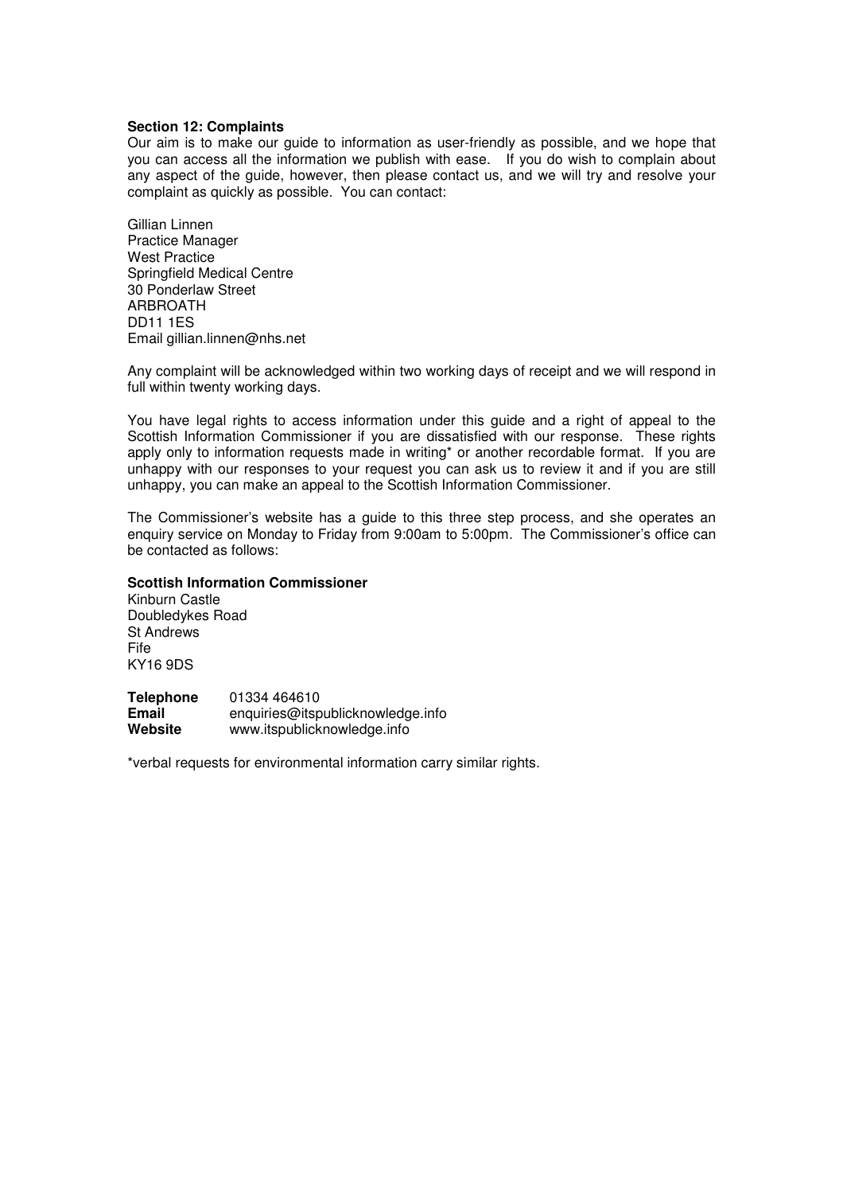**Section 12: Complaints**

Our aim is to make our guide to information as user-friendly as possible, and we hope that you can access all the information we publish with ease. If you do wish to complain about any aspect of the guide, however, then please contact us, and we will try and resolve your complaint as quickly as possible. You can contact:

Gillian Linnen
Practice Manager
West Practice
Springfield Medical Centre
30 Ponderlaw Street
ARBROATH
DD11 1ES
Email gillian.linnen@nhs.net

Any complaint will be acknowledged within two working days of receipt and we will respond in full within twenty working days.

You have legal rights to access information under this guide and a right of appeal to the Scottish Information Commissioner if you are dissatisfied with our response. These rights apply only to information requests made in writing* or another recordable format. If you are unhappy with our responses to your request you can ask us to review it and if you are still unhappy, you can make an appeal to the Scottish Information Commissioner.

The Commissioner's website has a guide to this three step process, and she operates an enquiry service on Monday to Friday from 9:00am to 5:00pm. The Commissioner's office can be contacted as follows:

**Scottish Information Commissioner**
Kinburn Castle
Doubledykes Road
St Andrews
Fife
KY16 9DS

**Telephone** 01334 464610
**Email** enquiries@itspublicknowledge.info
**Website** www.itspublicknowledge.info

*verbal requests for environmental information carry similar rights.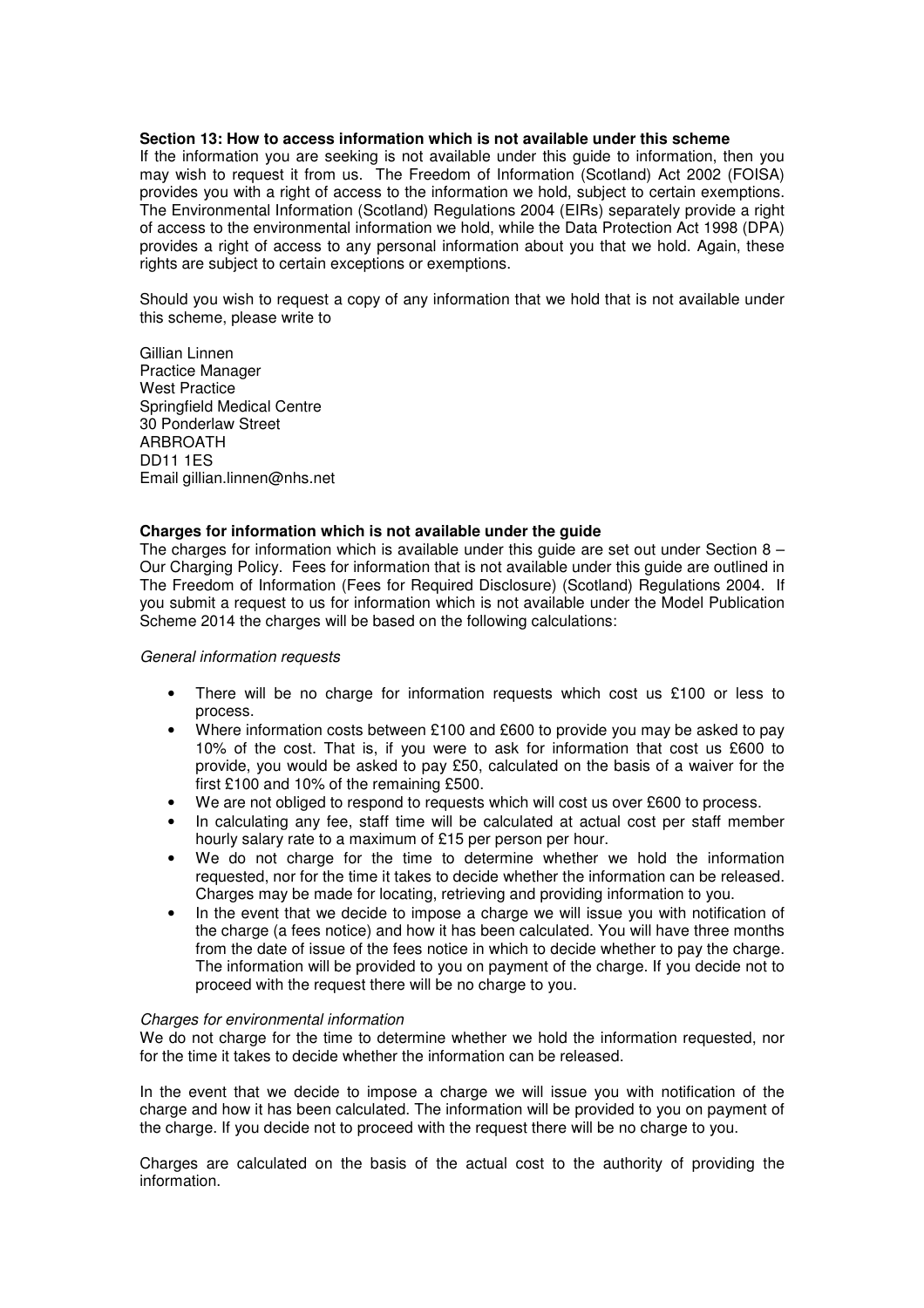**Section 13: How to access information which is not available under this scheme**

If the information you are seeking is not available under this guide to information, then you may wish to request it from us. The Freedom of Information (Scotland) Act 2002 (FOISA) provides you with a right of access to the information we hold, subject to certain exemptions. The Environmental Information (Scotland) Regulations 2004 (EIRs) separately provide a right of access to the environmental information we hold, while the Data Protection Act 1998 (DPA) provides a right of access to any personal information about you that we hold. Again, these rights are subject to certain exceptions or exemptions.

Should you wish to request a copy of any information that we hold that is not available under this scheme, please write to

Gillian Linnen
Practice Manager
West Practice
Springfield Medical Centre
30 Ponderlaw Street
ARBROATH
DD11 1ES
Email gillian.linnen@nhs.net

**Charges for information which is not available under the guide**

The charges for information which is available under this guide are set out under Section 8 – Our Charging Policy. Fees for information that is not available under this guide are outlined in The Freedom of Information (Fees for Required Disclosure) (Scotland) Regulations 2004. If you submit a request to us for information which is not available under the Model Publication Scheme 2014 the charges will be based on the following calculations:

*General information requests*

- There will be no charge for information requests which cost us £100 or less to process.
- Where information costs between £100 and £600 to provide you may be asked to pay 10% of the cost. That is, if you were to ask for information that cost us £600 to provide, you would be asked to pay £50, calculated on the basis of a waiver for the first £100 and 10% of the remaining £500.
- We are not obliged to respond to requests which will cost us over £600 to process.
- In calculating any fee, staff time will be calculated at actual cost per staff member hourly salary rate to a maximum of £15 per person per hour.
- We do not charge for the time to determine whether we hold the information requested, nor for the time it takes to decide whether the information can be released. Charges may be made for locating, retrieving and providing information to you.
- In the event that we decide to impose a charge we will issue you with notification of the charge (a fees notice) and how it has been calculated. You will have three months from the date of issue of the fees notice in which to decide whether to pay the charge. The information will be provided to you on payment of the charge. If you decide not to proceed with the request there will be no charge to you.

*Charges for environmental information*

We do not charge for the time to determine whether we hold the information requested, nor for the time it takes to decide whether the information can be released.

In the event that we decide to impose a charge we will issue you with notification of the charge and how it has been calculated. The information will be provided to you on payment of the charge. If you decide not to proceed with the request there will be no charge to you.

Charges are calculated on the basis of the actual cost to the authority of providing the information.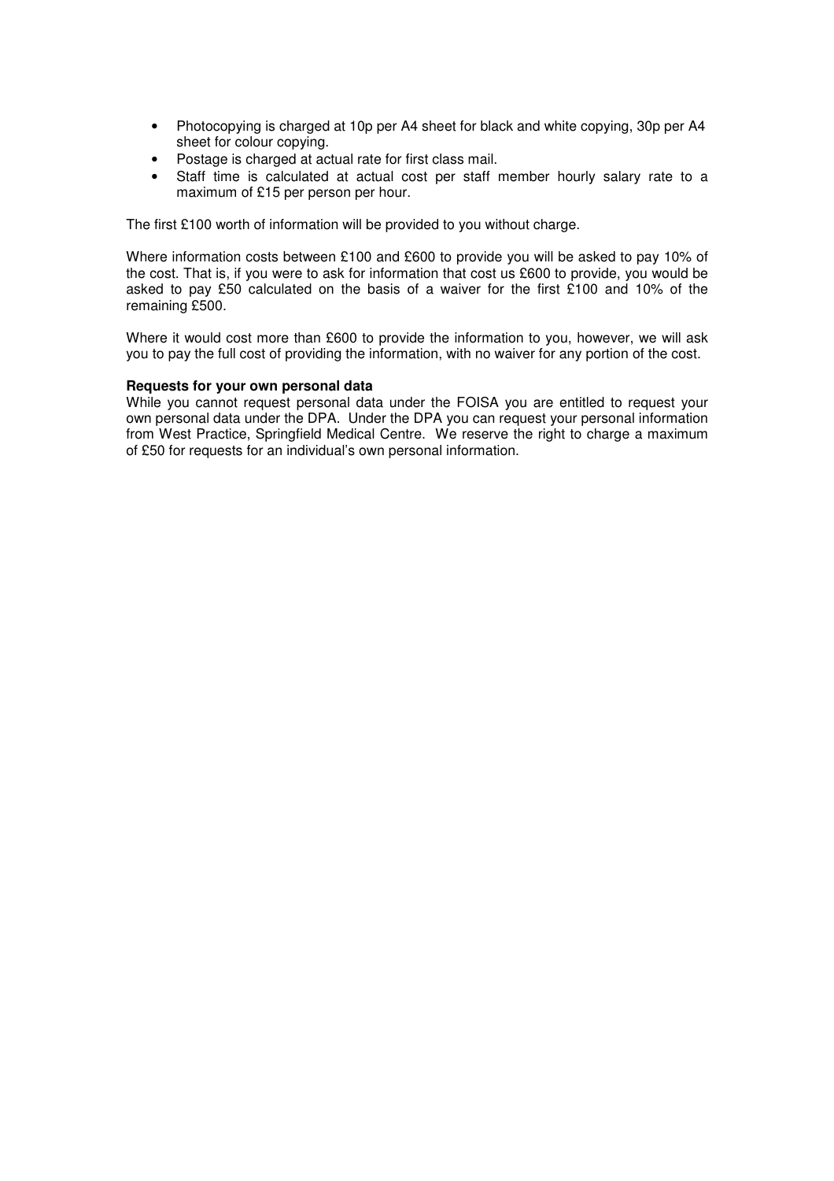- Photocopying is charged at 10p per A4 sheet for black and white copying, 30p per A4 sheet for colour copying.
- Postage is charged at actual rate for first class mail.
- Staff time is calculated at actual cost per staff member hourly salary rate to a maximum of £15 per person per hour.

The first £100 worth of information will be provided to you without charge.

Where information costs between £100 and £600 to provide you will be asked to pay 10% of the cost. That is, if you were to ask for information that cost us £600 to provide, you would be asked to pay £50 calculated on the basis of a waiver for the first £100 and 10% of the remaining £500.

Where it would cost more than £600 to provide the information to you, however, we will ask you to pay the full cost of providing the information, with no waiver for any portion of the cost.

**Requests for your own personal data**

While you cannot request personal data under the FOISA you are entitled to request your own personal data under the DPA. Under the DPA you can request your personal information from West Practice, Springfield Medical Centre. We reserve the right to charge a maximum of £50 for requests for an individual's own personal information.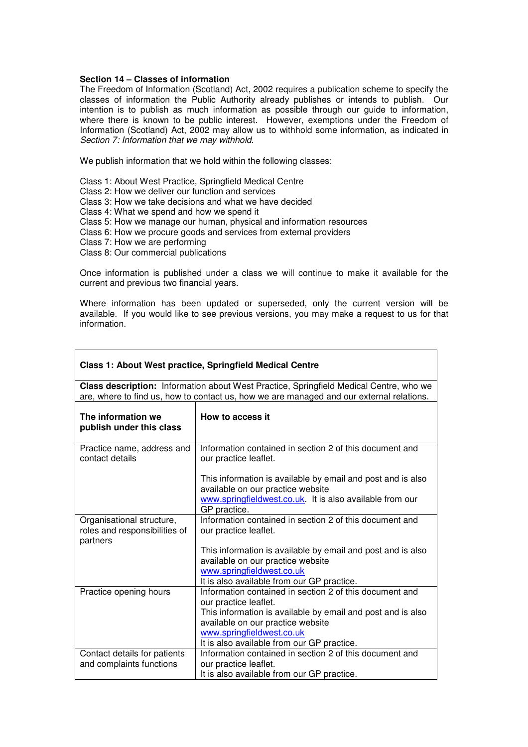### Section 14 – Classes of information

The Freedom of Information (Scotland) Act, 2002 requires a publication scheme to specify the classes of information the Public Authority already publishes or intends to publish. Our intention is to publish as much information as possible through our guide to information, where there is known to be public interest. However, exemptions under the Freedom of Information (Scotland) Act, 2002 may allow us to withhold some information, as indicated in *Section 7: Information that we may withhold*.

We publish information that we hold within the following classes:

Class 1: About West Practice, Springfield Medical Centre
Class 2: How we deliver our function and services
Class 3: How we take decisions and what we have decided
Class 4: What we spend and how we spend it
Class 5: How we manage our human, physical and information resources
Class 6: How we procure goods and services from external providers
Class 7: How we are performing
Class 8: Our commercial publications

Once information is published under a class we will continue to make it available for the current and previous two financial years.

Where information has been updated or superseded, only the current version will be available. If you would like to see previous versions, you may make a request to us for that information.

| **Class 1: About West practice, Springfield Medical Centre** | |
|---|---|
| **Class description:** Information about West Practice, Springfield Medical Centre, who we are, where to find us, how to contact us, how we are managed and our external relations. | |
| **The information we publish under this class** | **How to access it** |
| Practice name, address and contact details | Information contained in section 2 of this document and our practice leaflet.<br><br>This information is available by email and post and is also available on our practice website www.springfieldwest.co.uk. It is also available from our GP practice. |
| Organisational structure, roles and responsibilities of partners | Information contained in section 2 of this document and our practice leaflet.<br><br>This information is available by email and post and is also available on our practice website www.springfieldwest.co.uk<br>It is also available from our GP practice. |
| Practice opening hours | Information contained in section 2 of this document and our practice leaflet.<br>This information is available by email and post and is also available on our practice website www.springfieldwest.co.uk<br>It is also available from our GP practice. |
| Contact details for patients and complaints functions | Information contained in section 2 of this document and our practice leaflet.<br>It is also available from our GP practice. |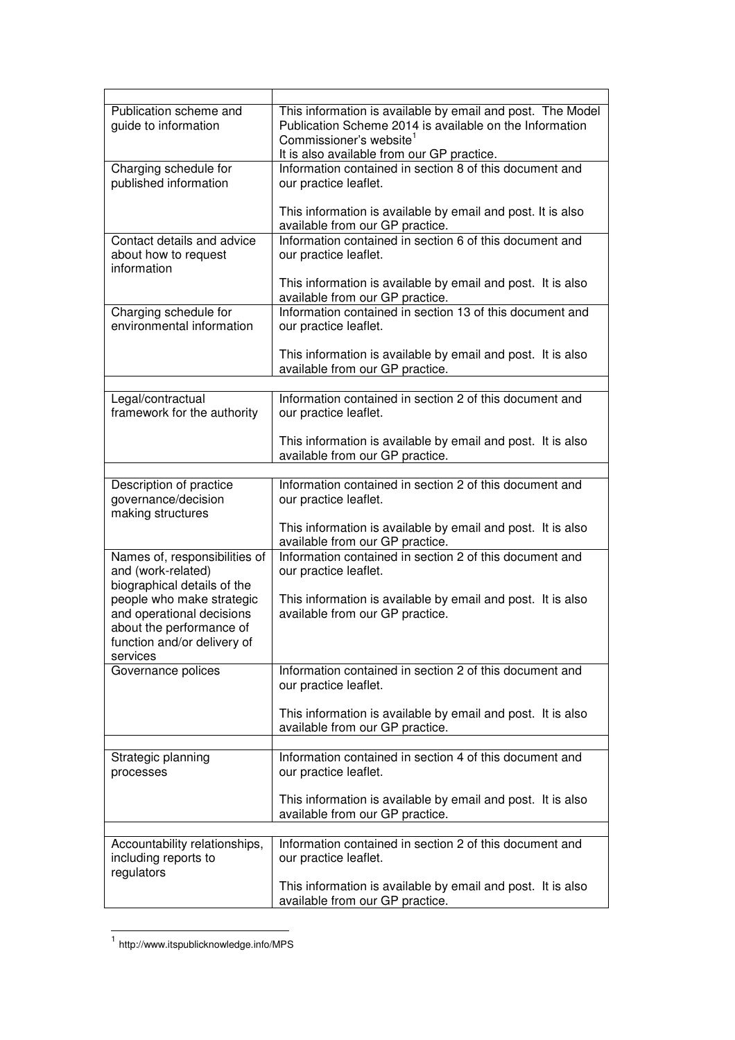| | |
|---|---|
| Publication scheme and guide to information | This information is available by email and post. The Model Publication Scheme 2014 is available on the Information Commissioner's website[1]<br>It is also available from our GP practice. |
| Charging schedule for published information | Information contained in section 8 of this document and our practice leaflet.<br><br>This information is available by email and post. It is also available from our GP practice. |
| Contact details and advice about how to request information | Information contained in section 6 of this document and our practice leaflet.<br><br>This information is available by email and post. It is also available from our GP practice. |
| Charging schedule for environmental information | Information contained in section 13 of this document and our practice leaflet.<br><br>This information is available by email and post. It is also available from our GP practice. |
| | |
| Legal/contractual framework for the authority | Information contained in section 2 of this document and our practice leaflet.<br><br>This information is available by email and post. It is also available from our GP practice. |
| | |
| Description of practice governance/decision making structures | Information contained in section 2 of this document and our practice leaflet.<br><br>This information is available by email and post. It is also available from our GP practice. |
| Names of, responsibilities of and (work-related) biographical details of the people who make strategic and operational decisions about the performance of function and/or delivery of services | Information contained in section 2 of this document and our practice leaflet.<br><br>This information is available by email and post. It is also available from our GP practice. |
| Governance polices | Information contained in section 2 of this document and our practice leaflet.<br><br>This information is available by email and post. It is also available from our GP practice. |
| | |
| Strategic planning processes | Information contained in section 4 of this document and our practice leaflet.<br><br>This information is available by email and post. It is also available from our GP practice. |
| | |
| Accountability relationships, including reports to regulators | Information contained in section 2 of this document and our practice leaflet.<br><br>This information is available by email and post. It is also available from our GP practice. |

[1] http://www.itspublicknowledge.info/MPS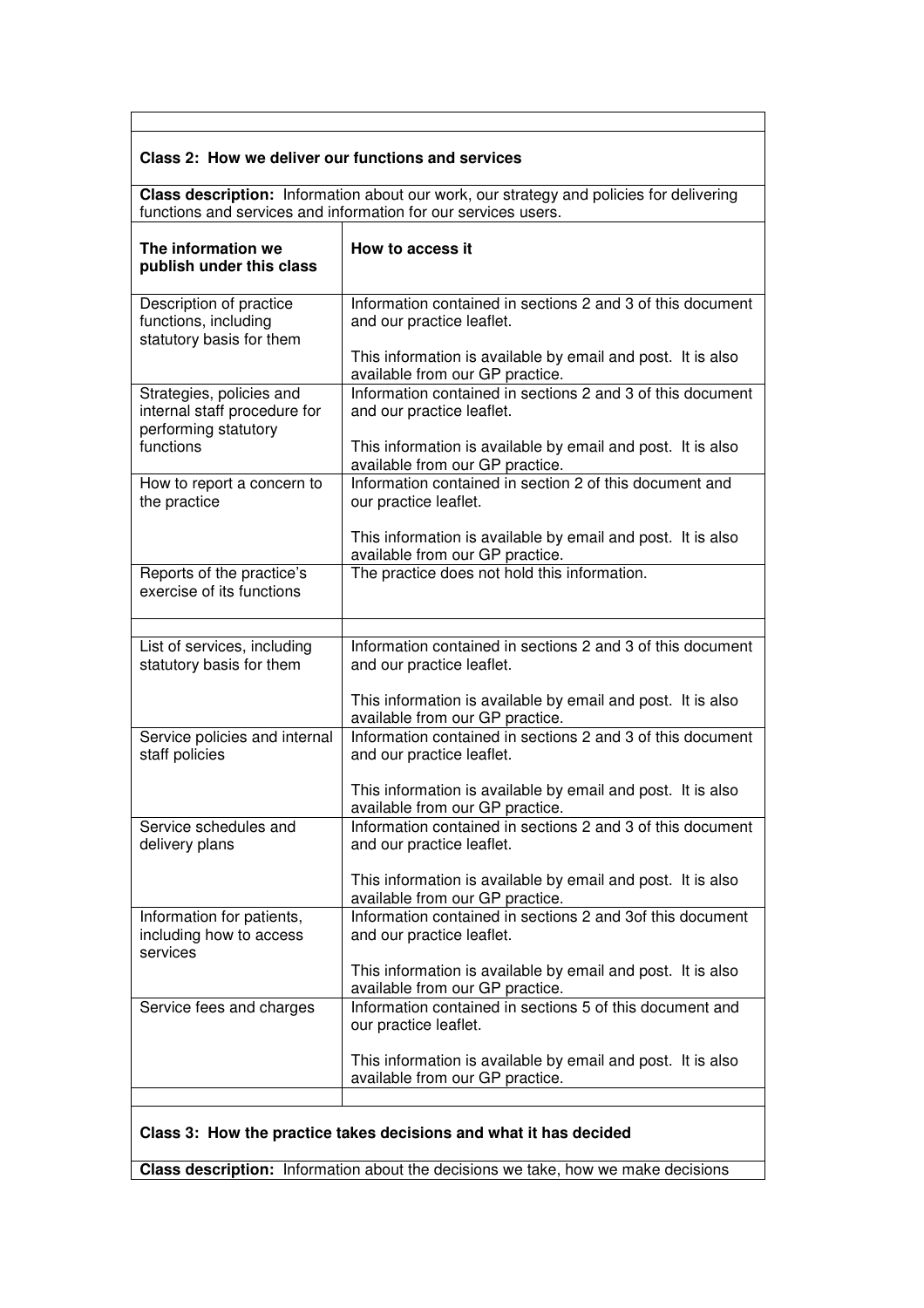**Class 2: How we deliver our functions and services**

**Class description:** Information about our work, our strategy and policies for delivering functions and services and information for our services users.

| The information we publish under this class | How to access it |
|---|---|
| Description of practice functions, including statutory basis for them | Information contained in sections 2 and 3 of this document and our practice leaflet.<br><br>This information is available by email and post. It is also available from our GP practice. |
| Strategies, policies and internal staff procedure for performing statutory functions | Information contained in sections 2 and 3 of this document and our practice leaflet.<br><br>This information is available by email and post. It is also available from our GP practice. |
| How to report a concern to the practice | Information contained in section 2 of this document and our practice leaflet.<br><br>This information is available by email and post. It is also available from our GP practice. |
| Reports of the practice's exercise of its functions | The practice does not hold this information. |
| | |
| List of services, including statutory basis for them | Information contained in sections 2 and 3 of this document and our practice leaflet.<br><br>This information is available by email and post. It is also available from our GP practice. |
| Service policies and internal staff policies | Information contained in sections 2 and 3 of this document and our practice leaflet.<br><br>This information is available by email and post. It is also available from our GP practice. |
| Service schedules and delivery plans | Information contained in sections 2 and 3 of this document and our practice leaflet.<br><br>This information is available by email and post. It is also available from our GP practice. |
| Information for patients, including how to access services | Information contained in sections 2 and 3of this document and our practice leaflet.<br><br>This information is available by email and post. It is also available from our GP practice. |
| Service fees and charges | Information contained in sections 5 of this document and our practice leaflet.<br><br>This information is available by email and post. It is also available from our GP practice. |
| | |

**Class 3: How the practice takes decisions and what it has decided**

**Class description:** Information about the decisions we take, how we make decisions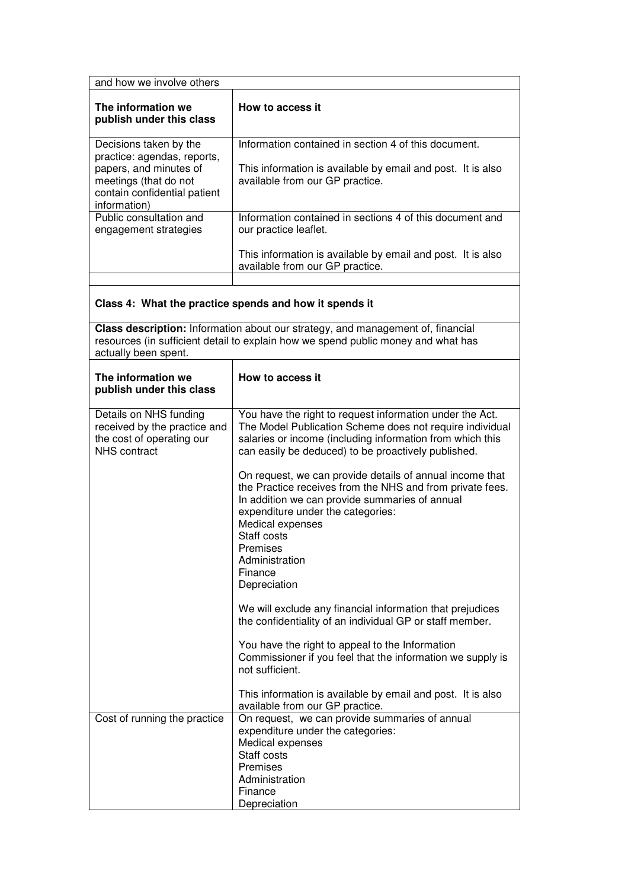| and how we involve others | |
|---|---|
| **The information we publish under this class** | **How to access it** |
| Decisions taken by the practice: agendas, reports, papers, and minutes of meetings (that do not contain confidential patient information) | Information contained in section 4 of this document.<br><br>This information is available by email and post. It is also available from our GP practice. |
| Public consultation and engagement strategies | Information contained in sections 4 of this document and our practice leaflet.<br><br>This information is available by email and post. It is also available from our GP practice. |
| | |

**Class 4: What the practice spends and how it spends it**

**Class description:** Information about our strategy, and management of, financial resources (in sufficient detail to explain how we spend public money and what has actually been spent.

| The information we publish under this class | How to access it |
|---|---|
| Details on NHS funding received by the practice and the cost of operating our NHS contract | You have the right to request information under the Act. The Model Publication Scheme does not require individual salaries or income (including information from which this can easily be deduced) to be proactively published.<br><br>On request, we can provide details of annual income that the Practice receives from the NHS and from private fees. In addition we can provide summaries of annual expenditure under the categories:<br>Medical expenses<br>Staff costs<br>Premises<br>Administration<br>Finance<br>Depreciation<br><br>We will exclude any financial information that prejudices the confidentiality of an individual GP or staff member.<br><br>You have the right to appeal to the Information Commissioner if you feel that the information we supply is not sufficient.<br><br>This information is available by email and post. It is also available from our GP practice. |
| Cost of running the practice | On request, we can provide summaries of annual expenditure under the categories:<br>Medical expenses<br>Staff costs<br>Premises<br>Administration<br>Finance<br>Depreciation |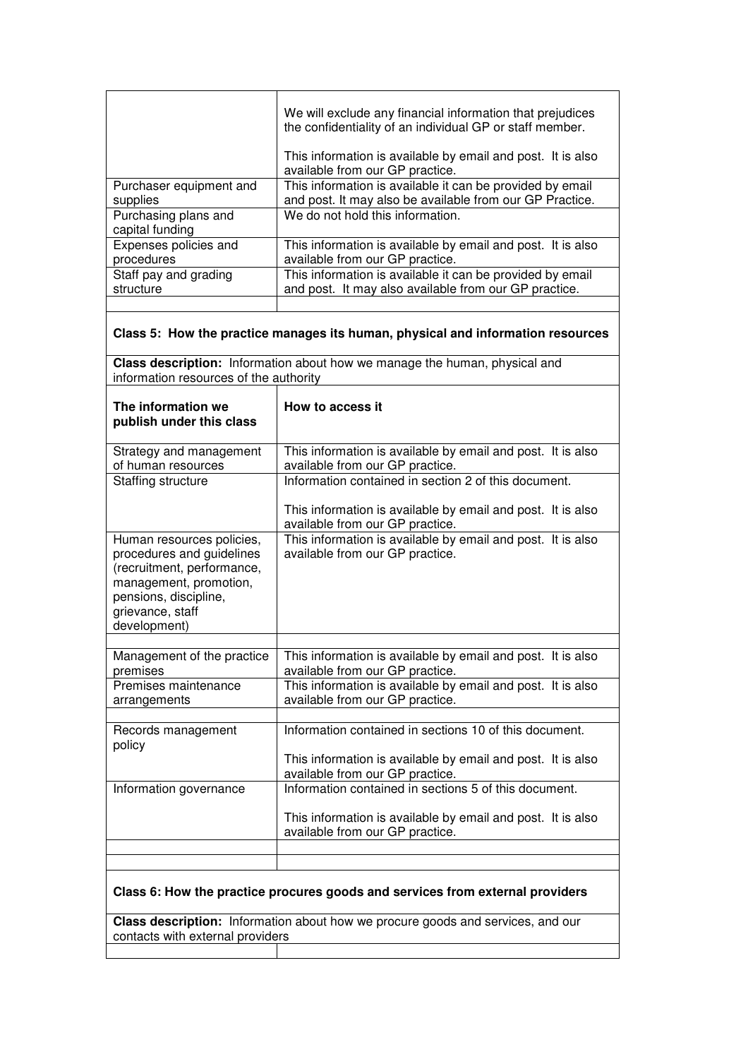| | |
|---|---|
| | We will exclude any financial information that prejudices the confidentiality of an individual GP or staff member.<br><br>This information is available by email and post. It is also available from our GP practice. |
| Purchaser equipment and supplies | This information is available it can be provided by email and post. It may also be available from our GP Practice. |
| Purchasing plans and capital funding | We do not hold this information. |
| Expenses policies and procedures | This information is available by email and post. It is also available from our GP practice. |
| Staff pay and grading structure | This information is available it can be provided by email and post. It may also available from our GP practice. |
| | |

**Class 5: How the practice manages its human, physical and information resources**

**Class description:** Information about how we manage the human, physical and information resources of the authority

| **The information we publish under this class** | **How to access it** |
|---|---|
| Strategy and management of human resources | This information is available by email and post. It is also available from our GP practice. |
| Staffing structure | Information contained in section 2 of this document.<br><br>This information is available by email and post. It is also available from our GP practice. |
| Human resources policies, procedures and guidelines (recruitment, performance, management, promotion, pensions, discipline, grievance, staff development) | This information is available by email and post. It is also available from our GP practice. |
| | |
| Management of the practice premises | This information is available by email and post. It is also available from our GP practice. |
| Premises maintenance arrangements | This information is available by email and post. It is also available from our GP practice. |
| | |
| Records management policy | Information contained in sections 10 of this document.<br><br>This information is available by email and post. It is also available from our GP practice. |
| Information governance | Information contained in sections 5 of this document.<br><br>This information is available by email and post. It is also available from our GP practice. |
| | |
| | |

**Class 6: How the practice procures goods and services from external providers**

**Class description:** Information about how we procure goods and services, and our contacts with external providers

| | |
|---|---|
| | |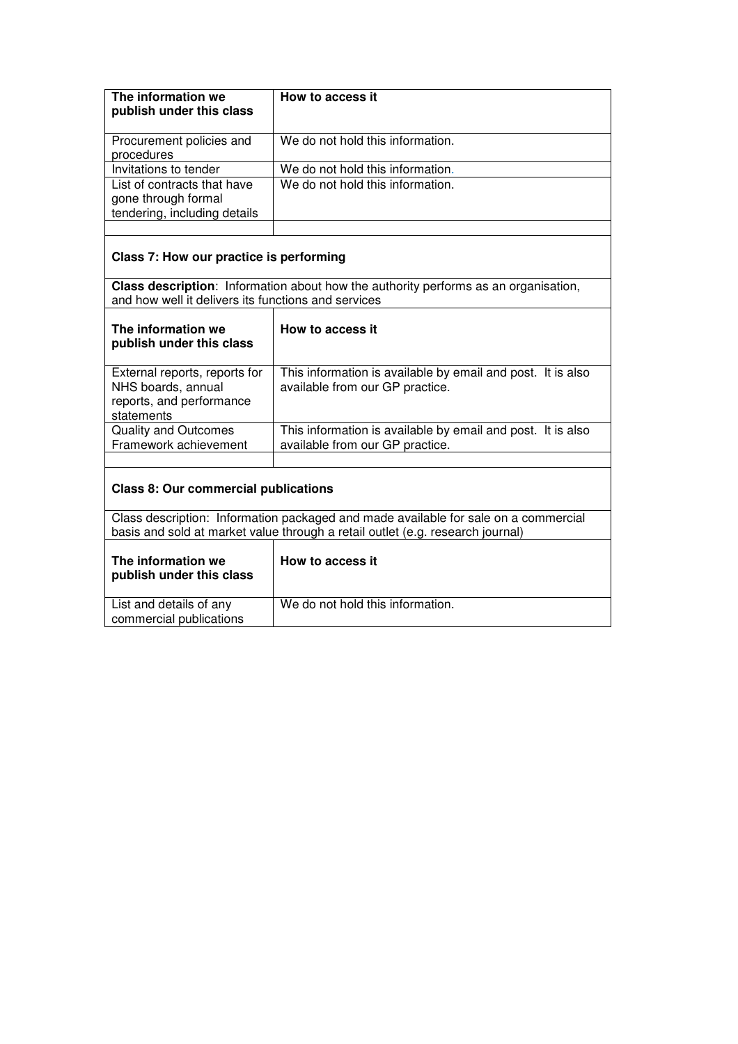| The information we publish under this class | How to access it |
|---|---|
| Procurement policies and procedures | We do not hold this information. |
| Invitations to tender | We do not hold this information. |
| List of contracts that have gone through formal tendering, including details | We do not hold this information. |

**Class 7: How our practice is performing**

**Class description**: Information about how the authority performs as an organisation, and how well it delivers its functions and services

| The information we publish under this class | How to access it |
|---|---|
| External reports, reports for NHS boards, annual reports, and performance statements | This information is available by email and post. It is also available from our GP practice. |
| Quality and Outcomes Framework achievement | This information is available by email and post. It is also available from our GP practice. |

**Class 8: Our commercial publications**

Class description: Information packaged and made available for sale on a commercial basis and sold at market value through a retail outlet (e.g. research journal)

| The information we publish under this class | How to access it |
|---|---|
| List and details of any commercial publications | We do not hold this information. |